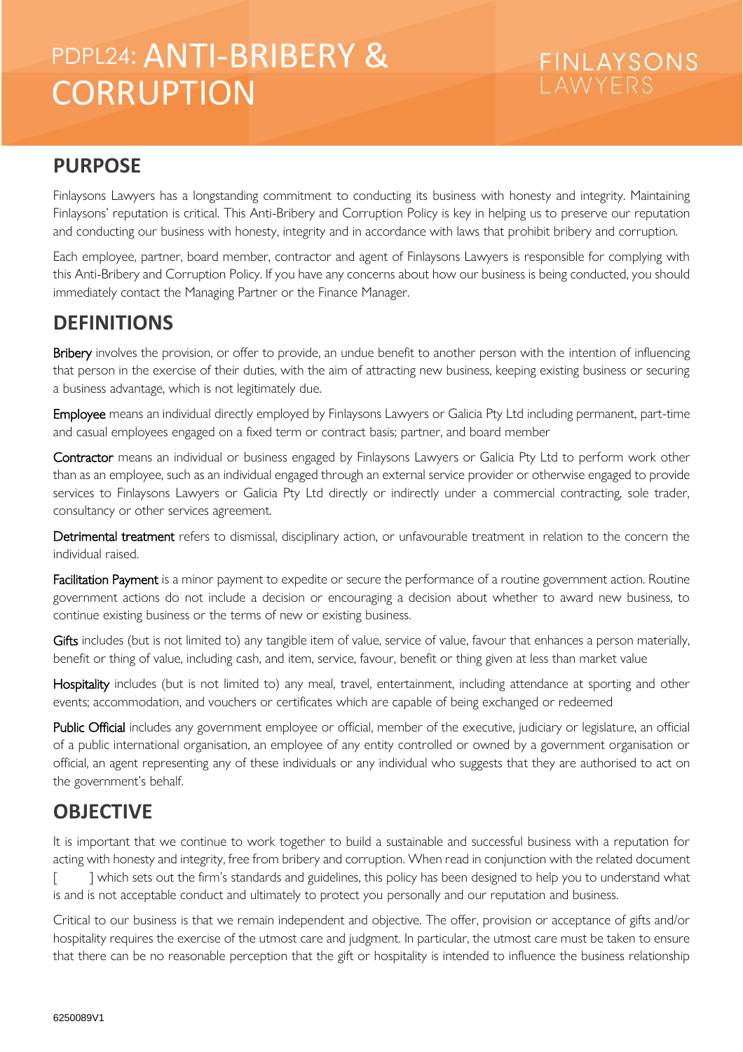# PDPL24: ANTI-BRIBERY & CORRUPTION

FINLAYSONS LAWYERS

## PURPOSE

Finlaysons Lawyers has a longstanding commitment to conducting its business with honesty and integrity. Maintaining Finlaysons' reputation is critical. This Anti-Bribery and Corruption Policy is key in helping us to preserve our reputation and conducting our business with honesty, integrity and in accordance with laws that prohibit bribery and corruption.

Each employee, partner, board member, contractor and agent of Finlaysons Lawyers is responsible for complying with this Anti-Bribery and Corruption Policy. If you have any concerns about how our business is being conducted, you should immediately contact the Managing Partner or the Finance Manager.

## DEFINITIONS

Bribery involves the provision, or offer to provide, an undue benefit to another person with the intention of influencing that person in the exercise of their duties, with the aim of attracting new business, keeping existing business or securing a business advantage, which is not legitimately due.

Employee means an individual directly employed by Finlaysons Lawyers or Galicia Pty Ltd including permanent, part-time and casual employees engaged on a fixed term or contract basis; partner, and board member

Contractor means an individual or business engaged by Finlaysons Lawyers or Galicia Pty Ltd to perform work other than as an employee, such as an individual engaged through an external service provider or otherwise engaged to provide services to Finlaysons Lawyers or Galicia Pty Ltd directly or indirectly under a commercial contracting, sole trader, consultancy or other services agreement.

Detrimental treatment refers to dismissal, disciplinary action, or unfavourable treatment in relation to the concern the individual raised.

Facilitation Payment is a minor payment to expedite or secure the performance of a routine government action. Routine government actions do not include a decision or encouraging a decision about whether to award new business, to continue existing business or the terms of new or existing business.

Gifts includes (but is not limited to) any tangible item of value, service of value, favour that enhances a person materially, benefit or thing of value, including cash, and item, service, favour, benefit or thing given at less than market value

Hospitality includes (but is not limited to) any meal, travel, entertainment, including attendance at sporting and other events; accommodation, and vouchers or certificates which are capable of being exchanged or redeemed

Public Official includes any government employee or official, member of the executive, judiciary or legislature, an official of a public international organisation, an employee of any entity controlled or owned by a government organisation or official, an agent representing any of these individuals or any individual who suggests that they are authorised to act on the government's behalf.

## OBJECTIVE

It is important that we continue to work together to build a sustainable and successful business with a reputation for acting with honesty and integrity, free from bribery and corruption. When read in conjunction with the related document [ ] which sets out the firm's standards and guidelines, this policy has been designed to help you to understand what is and is not acceptable conduct and ultimately to protect you personally and our reputation and business.

Critical to our business is that we remain independent and objective. The offer, provision or acceptance of gifts and/or hospitality requires the exercise of the utmost care and judgment. In particular, the utmost care must be taken to ensure that there can be no reasonable perception that the gift or hospitality is intended to influence the business relationship

6250089V1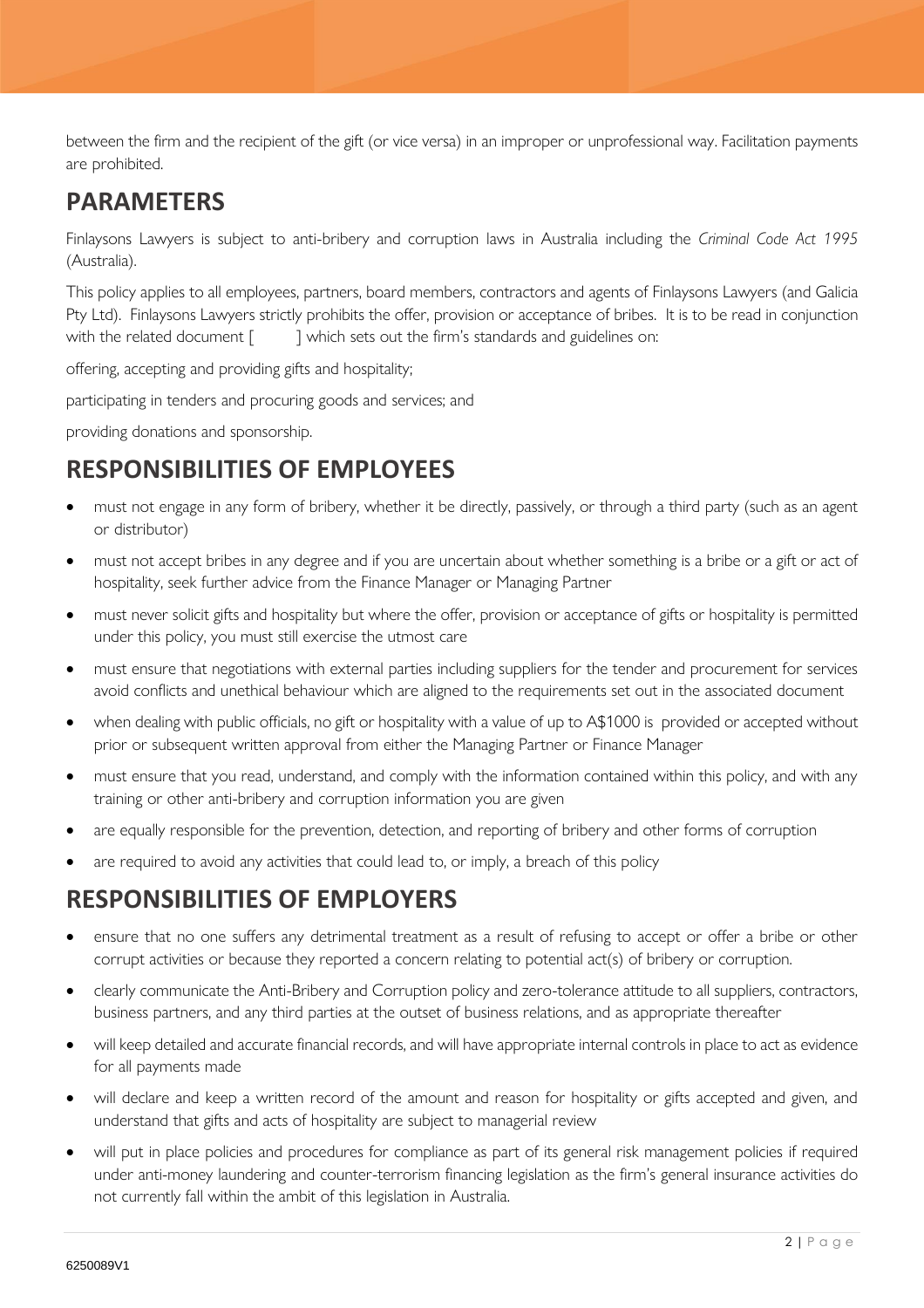between the firm and the recipient of the gift (or vice versa) in an improper or unprofessional way. Facilitation payments are prohibited.

## PARAMETERS

Finlaysons Lawyers is subject to anti-bribery and corruption laws in Australia including the *Criminal Code Act 1995* (Australia).

This policy applies to all employees, partners, board members, contractors and agents of Finlaysons Lawyers (and Galicia Pty Ltd). Finlaysons Lawyers strictly prohibits the offer, provision or acceptance of bribes. It is to be read in conjunction with the related document [ ] which sets out the firm's standards and guidelines on:

offering, accepting and providing gifts and hospitality;

participating in tenders and procuring goods and services; and

providing donations and sponsorship.

## RESPONSIBILITIES OF EMPLOYEES

- must not engage in any form of bribery, whether it be directly, passively, or through a third party (such as an agent or distributor)
- must not accept bribes in any degree and if you are uncertain about whether something is a bribe or a gift or act of hospitality, seek further advice from the Finance Manager or Managing Partner
- must never solicit gifts and hospitality but where the offer, provision or acceptance of gifts or hospitality is permitted under this policy, you must still exercise the utmost care
- must ensure that negotiations with external parties including suppliers for the tender and procurement for services avoid conflicts and unethical behaviour which are aligned to the requirements set out in the associated document
- when dealing with public officials, no gift or hospitality with a value of up to A$1000 is provided or accepted without prior or subsequent written approval from either the Managing Partner or Finance Manager
- must ensure that you read, understand, and comply with the information contained within this policy, and with any training or other anti-bribery and corruption information you are given
- are equally responsible for the prevention, detection, and reporting of bribery and other forms of corruption
- are required to avoid any activities that could lead to, or imply, a breach of this policy

## RESPONSIBILITIES OF EMPLOYERS

- ensure that no one suffers any detrimental treatment as a result of refusing to accept or offer a bribe or other corrupt activities or because they reported a concern relating to potential act(s) of bribery or corruption.
- clearly communicate the Anti-Bribery and Corruption policy and zero-tolerance attitude to all suppliers, contractors, business partners, and any third parties at the outset of business relations, and as appropriate thereafter
- will keep detailed and accurate financial records, and will have appropriate internal controls in place to act as evidence for all payments made
- will declare and keep a written record of the amount and reason for hospitality or gifts accepted and given, and understand that gifts and acts of hospitality are subject to managerial review
- will put in place policies and procedures for compliance as part of its general risk management policies if required under anti-money laundering and counter-terrorism financing legislation as the firm's general insurance activities do not currently fall within the ambit of this legislation in Australia.

6250089V1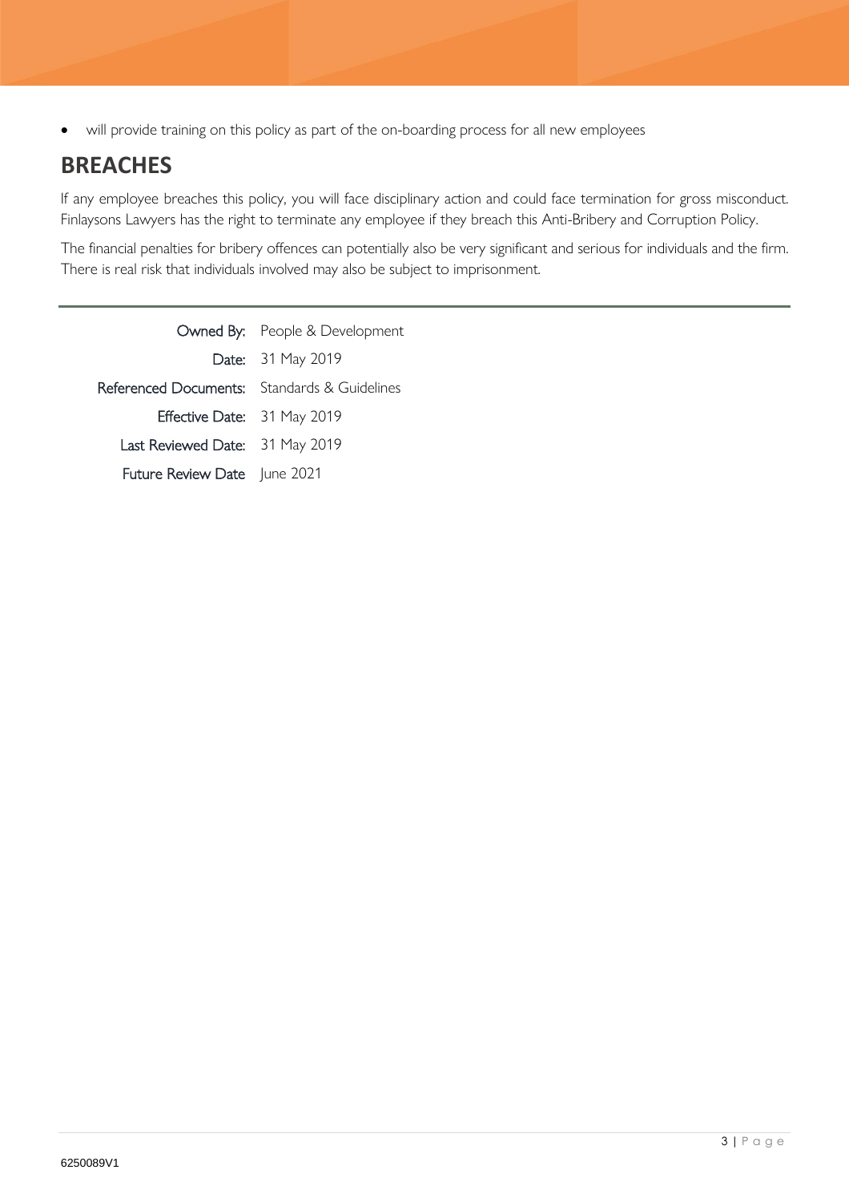- will provide training on this policy as part of the on-boarding process for all new employees

## BREACHES

If any employee breaches this policy, you will face disciplinary action and could face termination for gross misconduct. Finlaysons Lawyers has the right to terminate any employee if they breach this Anti-Bribery and Corruption Policy.

The financial penalties for bribery offences can potentially also be very significant and serious for individuals and the firm. There is real risk that individuals involved may also be subject to imprisonment.

---

| | |
|---|---|
| Owned By: | People & Development |
| Date: | 31 May 2019 |
| Referenced Documents: | Standards & Guidelines |
| Effective Date: | 31 May 2019 |
| Last Reviewed Date: | 31 May 2019 |
| Future Review Date | June 2021 |

6250089V1